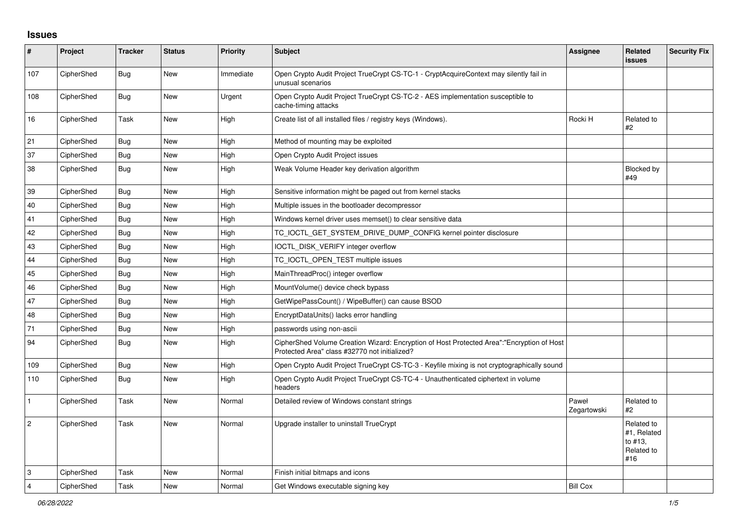## Issues

| # | Project | Tracker | Status | Priority | Subject | Assignee | Related issues | Security Fix |
|---|---|---|---|---|---|---|---|---|
| 107 | CipherShed | Bug | New | Immediate | Open Crypto Audit Project TrueCrypt CS-TC-1 - CryptAcquireContext may silently fail in unusual scenarios | | | |
| 108 | CipherShed | Bug | New | Urgent | Open Crypto Audit Project TrueCrypt CS-TC-2 - AES implementation susceptible to cache-timing attacks | | | |
| 16 | CipherShed | Task | New | High | Create list of all installed files / registry keys (Windows). | Rocki H | Related to #2 | |
| 21 | CipherShed | Bug | New | High | Method of mounting may be exploited | | | |
| 37 | CipherShed | Bug | New | High | Open Crypto Audit Project issues | | | |
| 38 | CipherShed | Bug | New | High | Weak Volume Header key derivation algorithm | | Blocked by #49 | |
| 39 | CipherShed | Bug | New | High | Sensitive information might be paged out from kernel stacks | | | |
| 40 | CipherShed | Bug | New | High | Multiple issues in the bootloader decompressor | | | |
| 41 | CipherShed | Bug | New | High | Windows kernel driver uses memset() to clear sensitive data | | | |
| 42 | CipherShed | Bug | New | High | TC_IOCTL_GET_SYSTEM_DRIVE_DUMP_CONFIG kernel pointer disclosure | | | |
| 43 | CipherShed | Bug | New | High | IOCTL_DISK_VERIFY integer overflow | | | |
| 44 | CipherShed | Bug | New | High | TC_IOCTL_OPEN_TEST multiple issues | | | |
| 45 | CipherShed | Bug | New | High | MainThreadProc() integer overflow | | | |
| 46 | CipherShed | Bug | New | High | MountVolume() device check bypass | | | |
| 47 | CipherShed | Bug | New | High | GetWipePassCount() / WipeBuffer() can cause BSOD | | | |
| 48 | CipherShed | Bug | New | High | EncryptDataUnits() lacks error handling | | | |
| 71 | CipherShed | Bug | New | High | passwords using non-ascii | | | |
| 94 | CipherShed | Bug | New | High | CipherShed Volume Creation Wizard: Encryption of Host Protected Area":"Encryption of Host Protected Area" class #32770 not initialized? | | | |
| 109 | CipherShed | Bug | New | High | Open Crypto Audit Project TrueCrypt CS-TC-3 - Keyfile mixing is not cryptographically sound | | | |
| 110 | CipherShed | Bug | New | High | Open Crypto Audit Project TrueCrypt CS-TC-4 - Unauthenticated ciphertext in volume headers | | | |
| 1 | CipherShed | Task | New | Normal | Detailed review of Windows constant strings | Paweł Zegartowski | Related to #2 | |
| 2 | CipherShed | Task | New | Normal | Upgrade installer to uninstall TrueCrypt | | Related to #1, Related to #13, Related to #16 | |
| 3 | CipherShed | Task | New | Normal | Finish initial bitmaps and icons | | | |
| 4 | CipherShed | Task | New | Normal | Get Windows executable signing key | Bill Cox | | |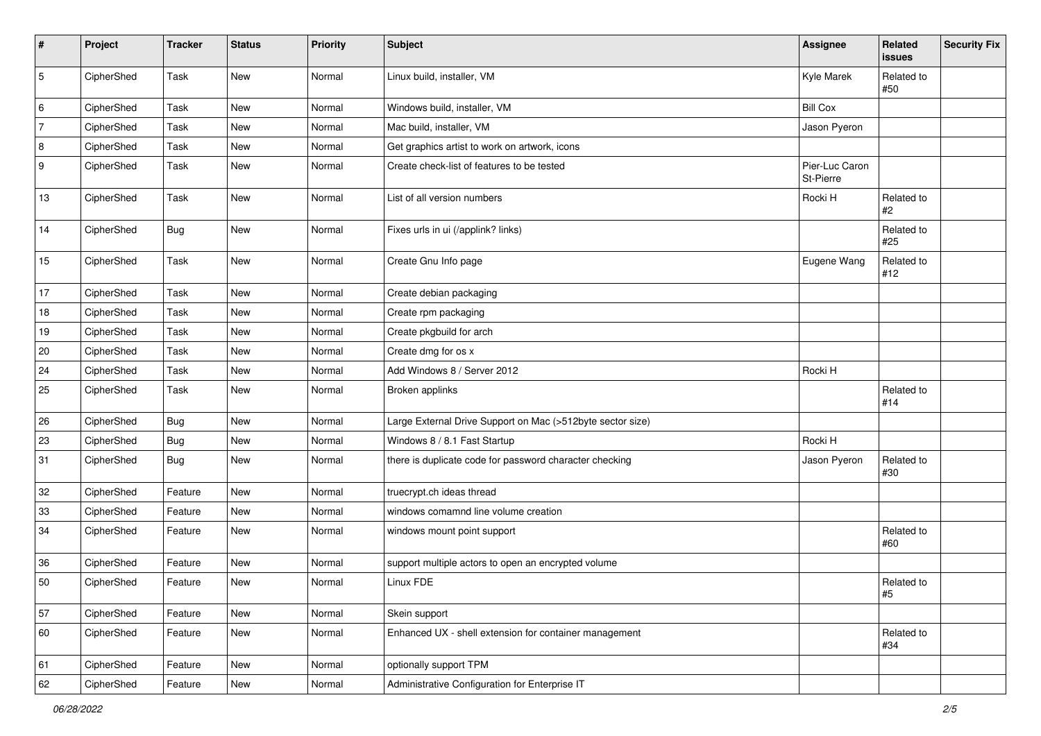| # | Project | Tracker | Status | Priority | Subject | Assignee | Related issues | Security Fix |
|---|---|---|---|---|---|---|---|---|
| 5 | CipherShed | Task | New | Normal | Linux build, installer, VM | Kyle Marek | Related to #50 | |
| 6 | CipherShed | Task | New | Normal | Windows build, installer, VM | Bill Cox | | |
| 7 | CipherShed | Task | New | Normal | Mac build, installer, VM | Jason Pyeron | | |
| 8 | CipherShed | Task | New | Normal | Get graphics artist to work on artwork, icons | | | |
| 9 | CipherShed | Task | New | Normal | Create check-list of features to be tested | Pier-Luc Caron St-Pierre | | |
| 13 | CipherShed | Task | New | Normal | List of all version numbers | Rocki H | Related to #2 | |
| 14 | CipherShed | Bug | New | Normal | Fixes urls in ui (/applink? links) | | Related to #25 | |
| 15 | CipherShed | Task | New | Normal | Create Gnu Info page | Eugene Wang | Related to #12 | |
| 17 | CipherShed | Task | New | Normal | Create debian packaging | | | |
| 18 | CipherShed | Task | New | Normal | Create rpm packaging | | | |
| 19 | CipherShed | Task | New | Normal | Create pkgbuild for arch | | | |
| 20 | CipherShed | Task | New | Normal | Create dmg for os x | | | |
| 24 | CipherShed | Task | New | Normal | Add Windows 8 / Server 2012 | Rocki H | | |
| 25 | CipherShed | Task | New | Normal | Broken applinks | | Related to #14 | |
| 26 | CipherShed | Bug | New | Normal | Large External Drive Support on Mac (>512byte sector size) | | | |
| 23 | CipherShed | Bug | New | Normal | Windows 8 / 8.1 Fast Startup | Rocki H | | |
| 31 | CipherShed | Bug | New | Normal | there is duplicate code for password character checking | Jason Pyeron | Related to #30 | |
| 32 | CipherShed | Feature | New | Normal | truecrypt.ch ideas thread | | | |
| 33 | CipherShed | Feature | New | Normal | windows comamnd line volume creation | | | |
| 34 | CipherShed | Feature | New | Normal | windows mount point support | | Related to #60 | |
| 36 | CipherShed | Feature | New | Normal | support multiple actors to open an encrypted volume | | | |
| 50 | CipherShed | Feature | New | Normal | Linux FDE | | Related to #5 | |
| 57 | CipherShed | Feature | New | Normal | Skein support | | | |
| 60 | CipherShed | Feature | New | Normal | Enhanced UX - shell extension for container management | | Related to #34 | |
| 61 | CipherShed | Feature | New | Normal | optionally support TPM | | | |
| 62 | CipherShed | Feature | New | Normal | Administrative Configuration for Enterprise IT | | | |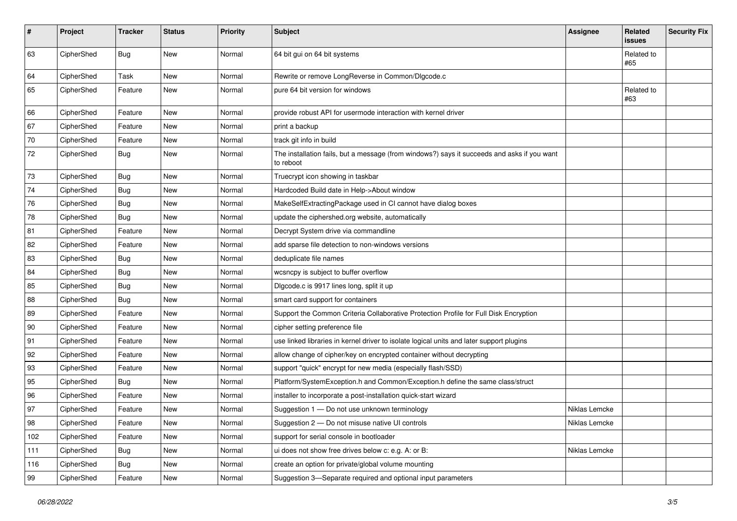| # | Project | Tracker | Status | Priority | Subject | Assignee | Related issues | Security Fix |
|---|---|---|---|---|---|---|---|---|
| 63 | CipherShed | Bug | New | Normal | 64 bit gui on 64 bit systems | | Related to #65 | |
| 64 | CipherShed | Task | New | Normal | Rewrite or remove LongReverse in Common/Dlgcode.c | | | |
| 65 | CipherShed | Feature | New | Normal | pure 64 bit version for windows | | Related to #63 | |
| 66 | CipherShed | Feature | New | Normal | provide robust API for usermode interaction with kernel driver | | | |
| 67 | CipherShed | Feature | New | Normal | print a backup | | | |
| 70 | CipherShed | Feature | New | Normal | track git info in build | | | |
| 72 | CipherShed | Bug | New | Normal | The installation fails, but a message (from windows?) says it succeeds and asks if you want to reboot | | | |
| 73 | CipherShed | Bug | New | Normal | Truecrypt icon showing in taskbar | | | |
| 74 | CipherShed | Bug | New | Normal | Hardcoded Build date in Help->About window | | | |
| 76 | CipherShed | Bug | New | Normal | MakeSelfExtractingPackage used in CI cannot have dialog boxes | | | |
| 78 | CipherShed | Bug | New | Normal | update the ciphershed.org website, automatically | | | |
| 81 | CipherShed | Feature | New | Normal | Decrypt System drive via commandline | | | |
| 82 | CipherShed | Feature | New | Normal | add sparse file detection to non-windows versions | | | |
| 83 | CipherShed | Bug | New | Normal | deduplicate file names | | | |
| 84 | CipherShed | Bug | New | Normal | wcsncpy is subject to buffer overflow | | | |
| 85 | CipherShed | Bug | New | Normal | Dlgcode.c is 9917 lines long, split it up | | | |
| 88 | CipherShed | Bug | New | Normal | smart card support for containers | | | |
| 89 | CipherShed | Feature | New | Normal | Support the Common Criteria Collaborative Protection Profile for Full Disk Encryption | | | |
| 90 | CipherShed | Feature | New | Normal | cipher setting preference file | | | |
| 91 | CipherShed | Feature | New | Normal | use linked libraries in kernel driver to isolate logical units and later support plugins | | | |
| 92 | CipherShed | Feature | New | Normal | allow change of cipher/key on encrypted container without decrypting | | | |
| 93 | CipherShed | Feature | New | Normal | support "quick" encrypt for new media (especially flash/SSD) | | | |
| 95 | CipherShed | Bug | New | Normal | Platform/SystemException.h and Common/Exception.h define the same class/struct | | | |
| 96 | CipherShed | Feature | New | Normal | installer to incorporate a post-installation quick-start wizard | | | |
| 97 | CipherShed | Feature | New | Normal | Suggestion 1 — Do not use unknown terminology | Niklas Lemcke | | |
| 98 | CipherShed | Feature | New | Normal | Suggestion 2 — Do not misuse native UI controls | Niklas Lemcke | | |
| 102 | CipherShed | Feature | New | Normal | support for serial console in bootloader | | | |
| 111 | CipherShed | Bug | New | Normal | ui does not show free drives below c: e.g. A: or B: | Niklas Lemcke | | |
| 116 | CipherShed | Bug | New | Normal | create an option for private/global volume mounting | | | |
| 99 | CipherShed | Feature | New | Normal | Suggestion 3—Separate required and optional input parameters | | | |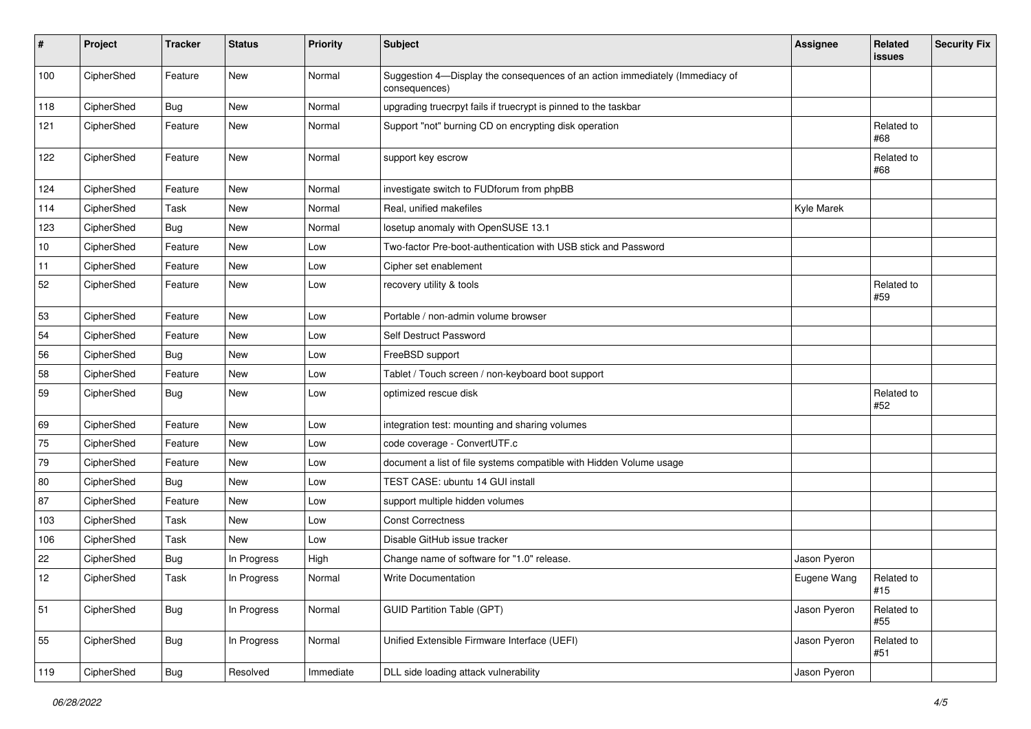| # | Project | Tracker | Status | Priority | Subject | Assignee | Related issues | Security Fix |
|---|---|---|---|---|---|---|---|---|
| 100 | CipherShed | Feature | New | Normal | Suggestion 4—Display the consequences of an action immediately (Immediacy of consequences) | | | |
| 118 | CipherShed | Bug | New | Normal | upgrading truecrpyt fails if truecrypt is pinned to the taskbar | | | |
| 121 | CipherShed | Feature | New | Normal | Support "not" burning CD on encrypting disk operation | | Related to #68 | |
| 122 | CipherShed | Feature | New | Normal | support key escrow | | Related to #68 | |
| 124 | CipherShed | Feature | New | Normal | investigate switch to FUDforum from phpBB | | | |
| 114 | CipherShed | Task | New | Normal | Real, unified makefiles | Kyle Marek | | |
| 123 | CipherShed | Bug | New | Normal | losetup anomaly with OpenSUSE 13.1 | | | |
| 10 | CipherShed | Feature | New | Low | Two-factor Pre-boot-authentication with USB stick and Password | | | |
| 11 | CipherShed | Feature | New | Low | Cipher set enablement | | | |
| 52 | CipherShed | Feature | New | Low | recovery utility & tools | | Related to #59 | |
| 53 | CipherShed | Feature | New | Low | Portable / non-admin volume browser | | | |
| 54 | CipherShed | Feature | New | Low | Self Destruct Password | | | |
| 56 | CipherShed | Bug | New | Low | FreeBSD support | | | |
| 58 | CipherShed | Feature | New | Low | Tablet / Touch screen / non-keyboard boot support | | | |
| 59 | CipherShed | Bug | New | Low | optimized rescue disk | | Related to #52 | |
| 69 | CipherShed | Feature | New | Low | integration test: mounting and sharing volumes | | | |
| 75 | CipherShed | Feature | New | Low | code coverage - ConvertUTF.c | | | |
| 79 | CipherShed | Feature | New | Low | document a list of file systems compatible with Hidden Volume usage | | | |
| 80 | CipherShed | Bug | New | Low | TEST CASE: ubuntu 14 GUI install | | | |
| 87 | CipherShed | Feature | New | Low | support multiple hidden volumes | | | |
| 103 | CipherShed | Task | New | Low | Const Correctness | | | |
| 106 | CipherShed | Task | New | Low | Disable GitHub issue tracker | | | |
| 22 | CipherShed | Bug | In Progress | High | Change name of software for "1.0" release. | Jason Pyeron | | |
| 12 | CipherShed | Task | In Progress | Normal | Write Documentation | Eugene Wang | Related to #15 | |
| 51 | CipherShed | Bug | In Progress | Normal | GUID Partition Table (GPT) | Jason Pyeron | Related to #55 | |
| 55 | CipherShed | Bug | In Progress | Normal | Unified Extensible Firmware Interface (UEFI) | Jason Pyeron | Related to #51 | |
| 119 | CipherShed | Bug | Resolved | Immediate | DLL side loading attack vulnerability | Jason Pyeron | | |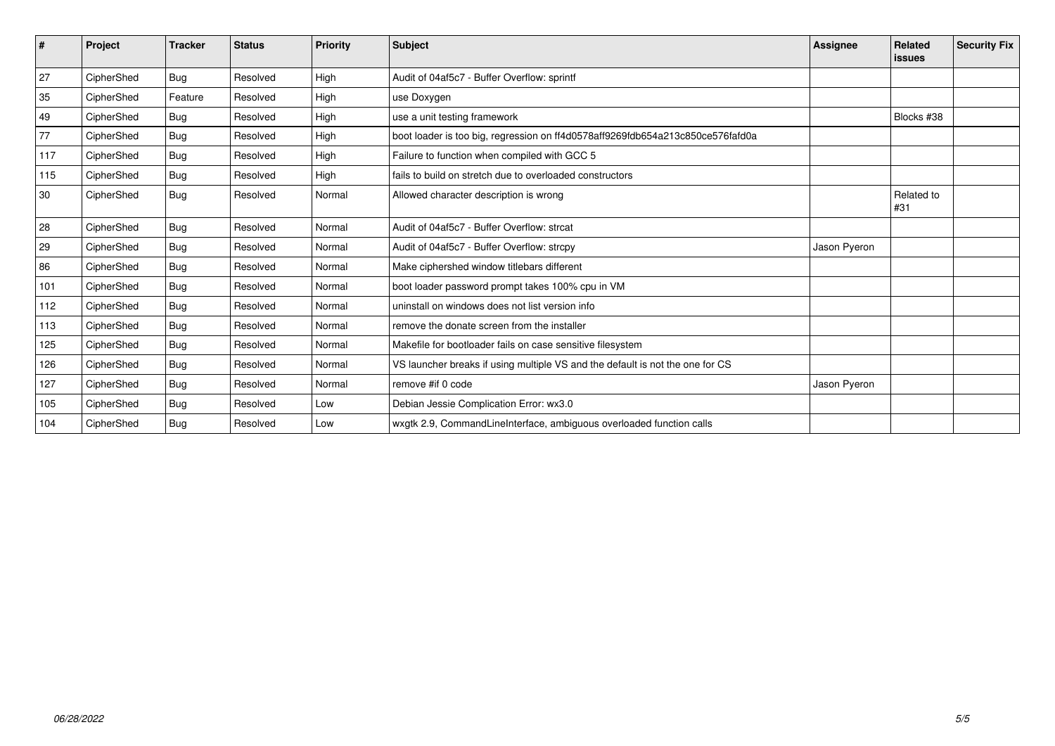| # | Project | Tracker | Status | Priority | Subject | Assignee | Related issues | Security Fix |
|---|---|---|---|---|---|---|---|---|
| 27 | CipherShed | Bug | Resolved | High | Audit of 04af5c7 - Buffer Overflow: sprintf | | | |
| 35 | CipherShed | Feature | Resolved | High | use Doxygen | | | |
| 49 | CipherShed | Bug | Resolved | High | use a unit testing framework | | Blocks #38 | |
| 77 | CipherShed | Bug | Resolved | High | boot loader is too big, regression on ff4d0578aff9269fdb654a213c850ce576fafd0a | | | |
| 117 | CipherShed | Bug | Resolved | High | Failure to function when compiled with GCC 5 | | | |
| 115 | CipherShed | Bug | Resolved | High | fails to build on stretch due to overloaded constructors | | | |
| 30 | CipherShed | Bug | Resolved | Normal | Allowed character description is wrong | | Related to #31 | |
| 28 | CipherShed | Bug | Resolved | Normal | Audit of 04af5c7 - Buffer Overflow: strcat | | | |
| 29 | CipherShed | Bug | Resolved | Normal | Audit of 04af5c7 - Buffer Overflow: strcpy | Jason Pyeron | | |
| 86 | CipherShed | Bug | Resolved | Normal | Make ciphershed window titlebars different | | | |
| 101 | CipherShed | Bug | Resolved | Normal | boot loader password prompt takes 100% cpu in VM | | | |
| 112 | CipherShed | Bug | Resolved | Normal | uninstall on windows does not list version info | | | |
| 113 | CipherShed | Bug | Resolved | Normal | remove the donate screen from the installer | | | |
| 125 | CipherShed | Bug | Resolved | Normal | Makefile for bootloader fails on case sensitive filesystem | | | |
| 126 | CipherShed | Bug | Resolved | Normal | VS launcher breaks if using multiple VS and the default is not the one for CS | | | |
| 127 | CipherShed | Bug | Resolved | Normal | remove #if 0 code | Jason Pyeron | | |
| 105 | CipherShed | Bug | Resolved | Low | Debian Jessie Complication Error: wx3.0 | | | |
| 104 | CipherShed | Bug | Resolved | Low | wxgtk 2.9, CommandLineInterface, ambiguous overloaded function calls | | | |